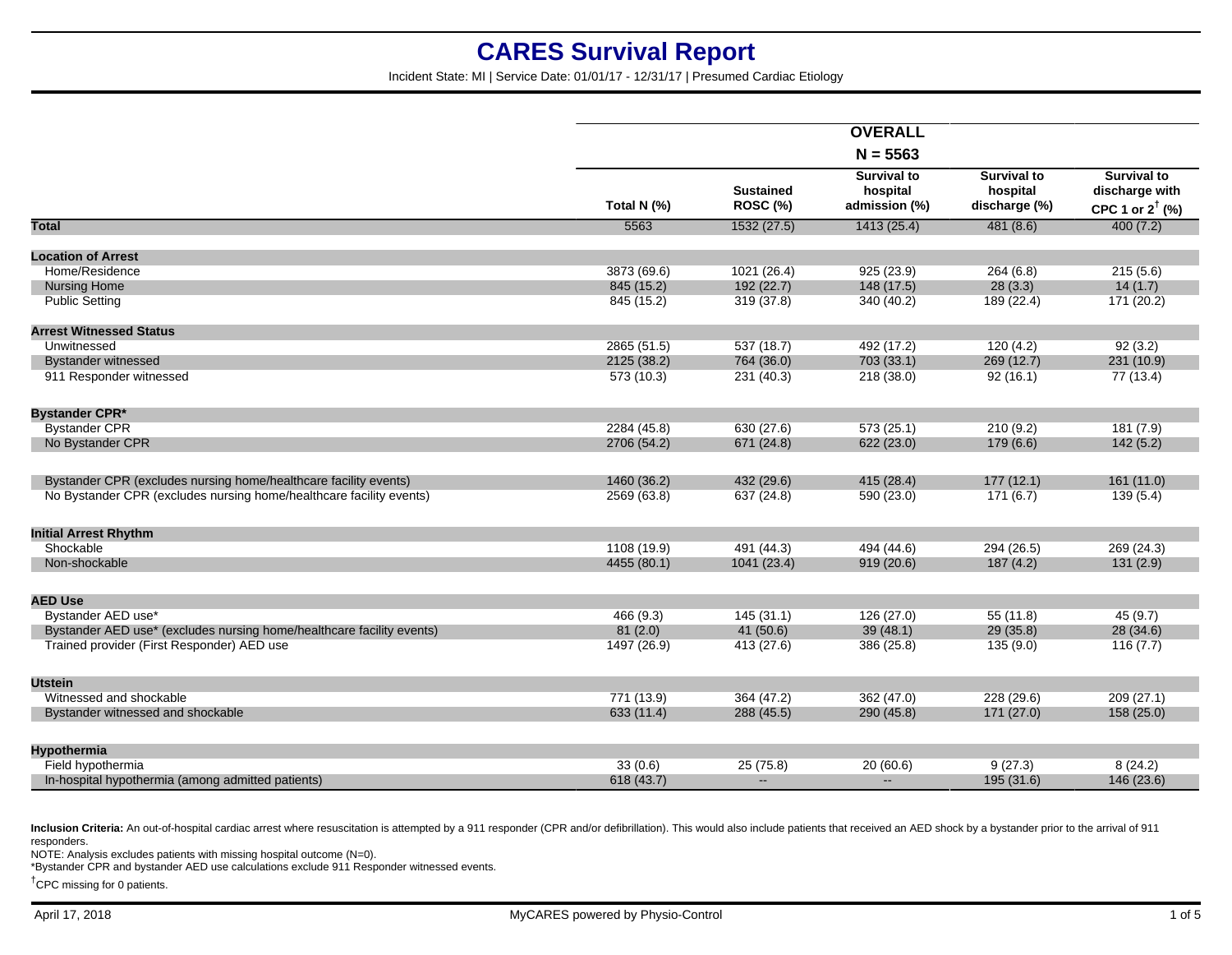# CARES Survival Report

Incident State: MI | Service Date: 01/01/17 - 12/31/17 | Presumed Cardiac Etiology

| | OVERALL N = 5563 | | | | |
|---|---|---|---|---|---|
| | Total N (%) | Sustained ROSC (%) | Survival to hospital admission (%) | Survival to hospital discharge (%) | Survival to discharge with CPC 1 or 2[†] (%) |
| **Total** | 5563 | 1532 (27.5) | 1413 (25.4) | 481 (8.6) | 400 (7.2) |
| **Location of Arrest** | | | | | |
| Home/Residence | 3873 (69.6) | 1021 (26.4) | 925 (23.9) | 264 (6.8) | 215 (5.6) |
| Nursing Home | 845 (15.2) | 192 (22.7) | 148 (17.5) | 28 (3.3) | 14 (1.7) |
| Public Setting | 845 (15.2) | 319 (37.8) | 340 (40.2) | 189 (22.4) | 171 (20.2) |
| **Arrest Witnessed Status** | | | | | |
| Unwitnessed | 2865 (51.5) | 537 (18.7) | 492 (17.2) | 120 (4.2) | 92 (3.2) |
| Bystander witnessed | 2125 (38.2) | 764 (36.0) | 703 (33.1) | 269 (12.7) | 231 (10.9) |
| 911 Responder witnessed | 573 (10.3) | 231 (40.3) | 218 (38.0) | 92 (16.1) | 77 (13.4) |
| **Bystander CPR*** | | | | | |
| Bystander CPR | 2284 (45.8) | 630 (27.6) | 573 (25.1) | 210 (9.2) | 181 (7.9) |
| No Bystander CPR | 2706 (54.2) | 671 (24.8) | 622 (23.0) | 179 (6.6) | 142 (5.2) |
| Bystander CPR (excludes nursing home/healthcare facility events) | 1460 (36.2) | 432 (29.6) | 415 (28.4) | 177 (12.1) | 161 (11.0) |
| No Bystander CPR (excludes nursing home/healthcare facility events) | 2569 (63.8) | 637 (24.8) | 590 (23.0) | 171 (6.7) | 139 (5.4) |
| **Initial Arrest Rhythm** | | | | | |
| Shockable | 1108 (19.9) | 491 (44.3) | 494 (44.6) | 294 (26.5) | 269 (24.3) |
| Non-shockable | 4455 (80.1) | 1041 (23.4) | 919 (20.6) | 187 (4.2) | 131 (2.9) |
| **AED Use** | | | | | |
| Bystander AED use* | 466 (9.3) | 145 (31.1) | 126 (27.0) | 55 (11.8) | 45 (9.7) |
| Bystander AED use* (excludes nursing home/healthcare facility events) | 81 (2.0) | 41 (50.6) | 39 (48.1) | 29 (35.8) | 28 (34.6) |
| Trained provider (First Responder) AED use | 1497 (26.9) | 413 (27.6) | 386 (25.8) | 135 (9.0) | 116 (7.7) |
| **Utstein** | | | | | |
| Witnessed and shockable | 771 (13.9) | 364 (47.2) | 362 (47.0) | 228 (29.6) | 209 (27.1) |
| Bystander witnessed and shockable | 633 (11.4) | 288 (45.5) | 290 (45.8) | 171 (27.0) | 158 (25.0) |
| **Hypothermia** | | | | | |
| Field hypothermia | 33 (0.6) | 25 (75.8) | 20 (60.6) | 9 (27.3) | 8 (24.2) |
| In-hospital hypothermia (among admitted patients) | 618 (43.7) | -- | -- | 195 (31.6) | 146 (23.6) |

**Inclusion Criteria:** An out-of-hospital cardiac arrest where resuscitation is attempted by a 911 responder (CPR and/or defibrillation). This would also include patients that received an AED shock by a bystander prior to the arrival of 911 responders.

NOTE: Analysis excludes patients with missing hospital outcome (N=0).

*Bystander CPR and bystander AED use calculations exclude 911 Responder witnessed events.

[†]CPC missing for 0 patients.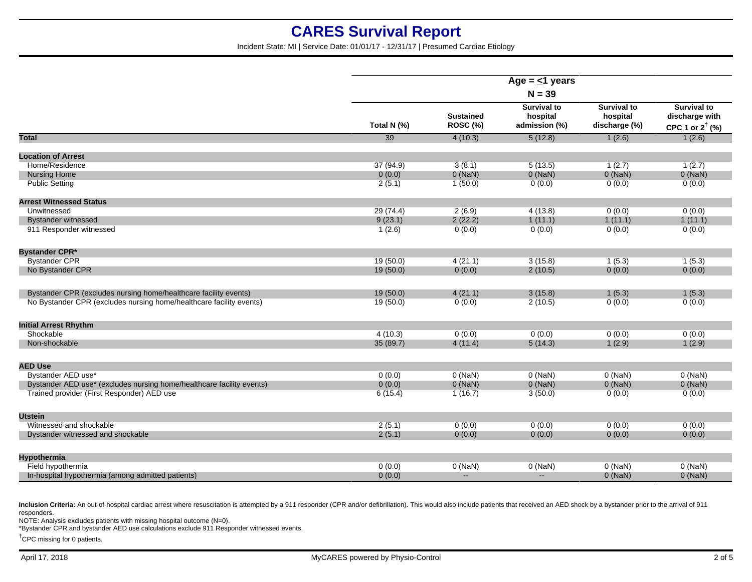# CARES Survival Report

Incident State: MI | Service Date: 01/01/17 - 12/31/17 | Presumed Cardiac Etiology

| | Age = ≤1 years N = 39 | | | | |
|---|---|---|---|---|---|
| | Total N (%) | Sustained ROSC (%) | Survival to hospital admission (%) | Survival to hospital discharge (%) | Survival to discharge with CPC 1 or 2[†] (%) |
| **Total** | 39 | 4 (10.3) | 5 (12.8) | 1 (2.6) | 1 (2.6) |
| **Location of Arrest** | | | | | |
| Home/Residence | 37 (94.9) | 3 (8.1) | 5 (13.5) | 1 (2.7) | 1 (2.7) |
| Nursing Home | 0 (0.0) | 0 (NaN) | 0 (NaN) | 0 (NaN) | 0 (NaN) |
| Public Setting | 2 (5.1) | 1 (50.0) | 0 (0.0) | 0 (0.0) | 0 (0.0) |
| **Arrest Witnessed Status** | | | | | |
| Unwitnessed | 29 (74.4) | 2 (6.9) | 4 (13.8) | 0 (0.0) | 0 (0.0) |
| Bystander witnessed | 9 (23.1) | 2 (22.2) | 1 (11.1) | 1 (11.1) | 1 (11.1) |
| 911 Responder witnessed | 1 (2.6) | 0 (0.0) | 0 (0.0) | 0 (0.0) | 0 (0.0) |
| **Bystander CPR*** | | | | | |
| Bystander CPR | 19 (50.0) | 4 (21.1) | 3 (15.8) | 1 (5.3) | 1 (5.3) |
| No Bystander CPR | 19 (50.0) | 0 (0.0) | 2 (10.5) | 0 (0.0) | 0 (0.0) |
| Bystander CPR (excludes nursing home/healthcare facility events) | 19 (50.0) | 4 (21.1) | 3 (15.8) | 1 (5.3) | 1 (5.3) |
| No Bystander CPR (excludes nursing home/healthcare facility events) | 19 (50.0) | 0 (0.0) | 2 (10.5) | 0 (0.0) | 0 (0.0) |
| **Initial Arrest Rhythm** | | | | | |
| Shockable | 4 (10.3) | 0 (0.0) | 0 (0.0) | 0 (0.0) | 0 (0.0) |
| Non-shockable | 35 (89.7) | 4 (11.4) | 5 (14.3) | 1 (2.9) | 1 (2.9) |
| **AED Use** | | | | | |
| Bystander AED use* | 0 (0.0) | 0 (NaN) | 0 (NaN) | 0 (NaN) | 0 (NaN) |
| Bystander AED use* (excludes nursing home/healthcare facility events) | 0 (0.0) | 0 (NaN) | 0 (NaN) | 0 (NaN) | 0 (NaN) |
| Trained provider (First Responder) AED use | 6 (15.4) | 1 (16.7) | 3 (50.0) | 0 (0.0) | 0 (0.0) |
| **Utstein** | | | | | |
| Witnessed and shockable | 2 (5.1) | 0 (0.0) | 0 (0.0) | 0 (0.0) | 0 (0.0) |
| Bystander witnessed and shockable | 2 (5.1) | 0 (0.0) | 0 (0.0) | 0 (0.0) | 0 (0.0) |
| **Hypothermia** | | | | | |
| Field hypothermia | 0 (0.0) | 0 (NaN) | 0 (NaN) | 0 (NaN) | 0 (NaN) |
| In-hospital hypothermia (among admitted patients) | 0 (0.0) | -- | -- | 0 (NaN) | 0 (NaN) |

**Inclusion Criteria:** An out-of-hospital cardiac arrest where resuscitation is attempted by a 911 responder (CPR and/or defibrillation). This would also include patients that received an AED shock by a bystander prior to the arrival of 911 responders.

NOTE: Analysis excludes patients with missing hospital outcome (N=0).

*Bystander CPR and bystander AED use calculations exclude 911 Responder witnessed events.

[†]CPC missing for 0 patients.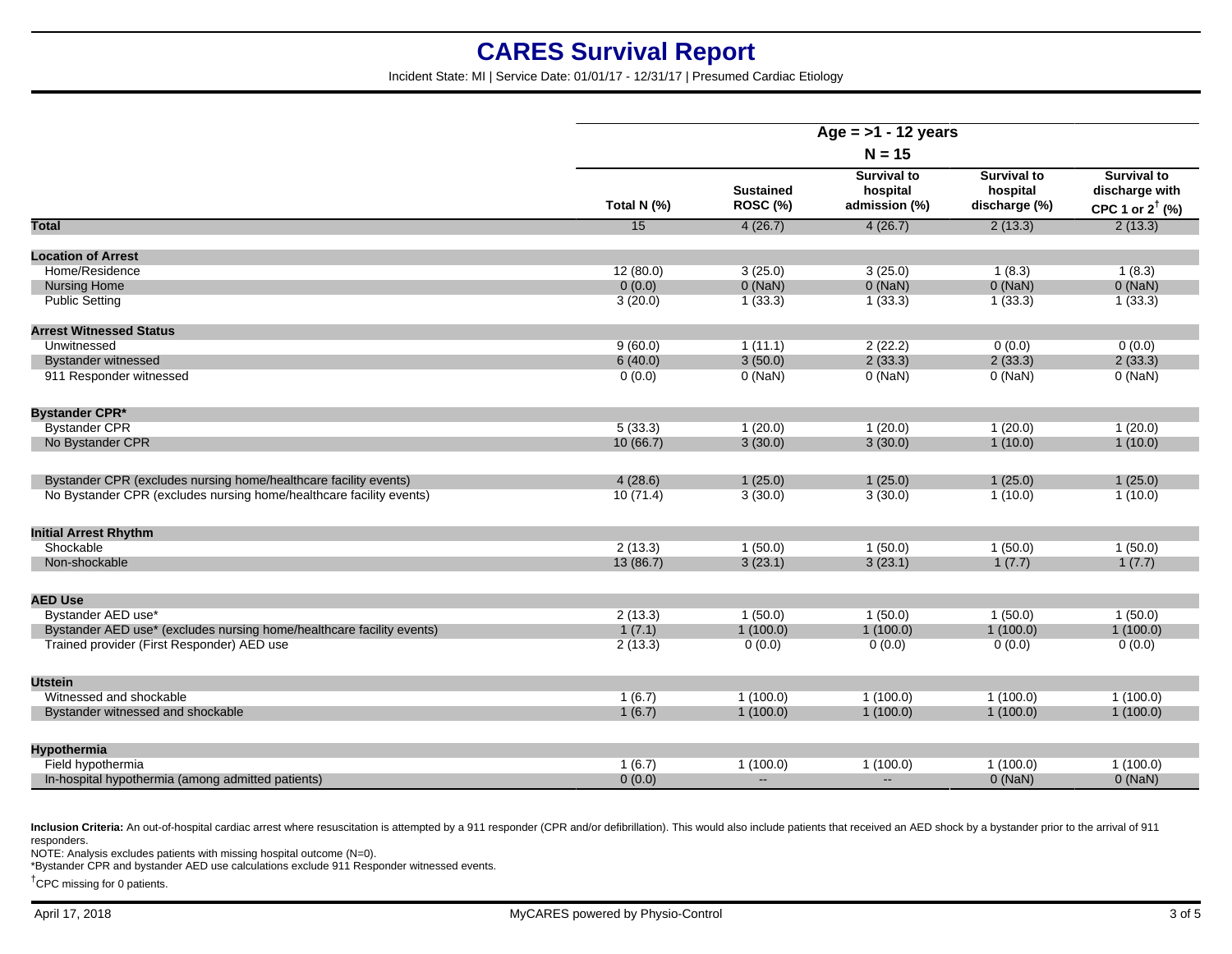# CARES Survival Report

Incident State: MI | Service Date: 01/01/17 - 12/31/17 | Presumed Cardiac Etiology

| | Age = >1 - 12 years N = 15 | | | | |
|---|---|---|---|---|---|
| | Total N (%) | Sustained ROSC (%) | Survival to hospital admission (%) | Survival to hospital discharge (%) | Survival to discharge with CPC 1 or 2[†] (%) |
| **Total** | 15 | 4 (26.7) | 4 (26.7) | 2 (13.3) | 2 (13.3) |
| **Location of Arrest** | | | | | |
| Home/Residence | 12 (80.0) | 3 (25.0) | 3 (25.0) | 1 (8.3) | 1 (8.3) |
| Nursing Home | 0 (0.0) | 0 (NaN) | 0 (NaN) | 0 (NaN) | 0 (NaN) |
| Public Setting | 3 (20.0) | 1 (33.3) | 1 (33.3) | 1 (33.3) | 1 (33.3) |
| **Arrest Witnessed Status** | | | | | |
| Unwitnessed | 9 (60.0) | 1 (11.1) | 2 (22.2) | 0 (0.0) | 0 (0.0) |
| Bystander witnessed | 6 (40.0) | 3 (50.0) | 2 (33.3) | 2 (33.3) | 2 (33.3) |
| 911 Responder witnessed | 0 (0.0) | 0 (NaN) | 0 (NaN) | 0 (NaN) | 0 (NaN) |
| **Bystander CPR*** | | | | | |
| Bystander CPR | 5 (33.3) | 1 (20.0) | 1 (20.0) | 1 (20.0) | 1 (20.0) |
| No Bystander CPR | 10 (66.7) | 3 (30.0) | 3 (30.0) | 1 (10.0) | 1 (10.0) |
| Bystander CPR (excludes nursing home/healthcare facility events) | 4 (28.6) | 1 (25.0) | 1 (25.0) | 1 (25.0) | 1 (25.0) |
| No Bystander CPR (excludes nursing home/healthcare facility events) | 10 (71.4) | 3 (30.0) | 3 (30.0) | 1 (10.0) | 1 (10.0) |
| **Initial Arrest Rhythm** | | | | | |
| Shockable | 2 (13.3) | 1 (50.0) | 1 (50.0) | 1 (50.0) | 1 (50.0) |
| Non-shockable | 13 (86.7) | 3 (23.1) | 3 (23.1) | 1 (7.7) | 1 (7.7) |
| **AED Use** | | | | | |
| Bystander AED use* | 2 (13.3) | 1 (50.0) | 1 (50.0) | 1 (50.0) | 1 (50.0) |
| Bystander AED use* (excludes nursing home/healthcare facility events) | 1 (7.1) | 1 (100.0) | 1 (100.0) | 1 (100.0) | 1 (100.0) |
| Trained provider (First Responder) AED use | 2 (13.3) | 0 (0.0) | 0 (0.0) | 0 (0.0) | 0 (0.0) |
| **Utstein** | | | | | |
| Witnessed and shockable | 1 (6.7) | 1 (100.0) | 1 (100.0) | 1 (100.0) | 1 (100.0) |
| Bystander witnessed and shockable | 1 (6.7) | 1 (100.0) | 1 (100.0) | 1 (100.0) | 1 (100.0) |
| **Hypothermia** | | | | | |
| Field hypothermia | 1 (6.7) | 1 (100.0) | 1 (100.0) | 1 (100.0) | 1 (100.0) |
| In-hospital hypothermia (among admitted patients) | 0 (0.0) | -- | -- | 0 (NaN) | 0 (NaN) |

**Inclusion Criteria:** An out-of-hospital cardiac arrest where resuscitation is attempted by a 911 responder (CPR and/or defibrillation). This would also include patients that received an AED shock by a bystander prior to the arrival of 911 responders.

NOTE: Analysis excludes patients with missing hospital outcome (N=0).

*Bystander CPR and bystander AED use calculations exclude 911 Responder witnessed events.

[†]CPC missing for 0 patients.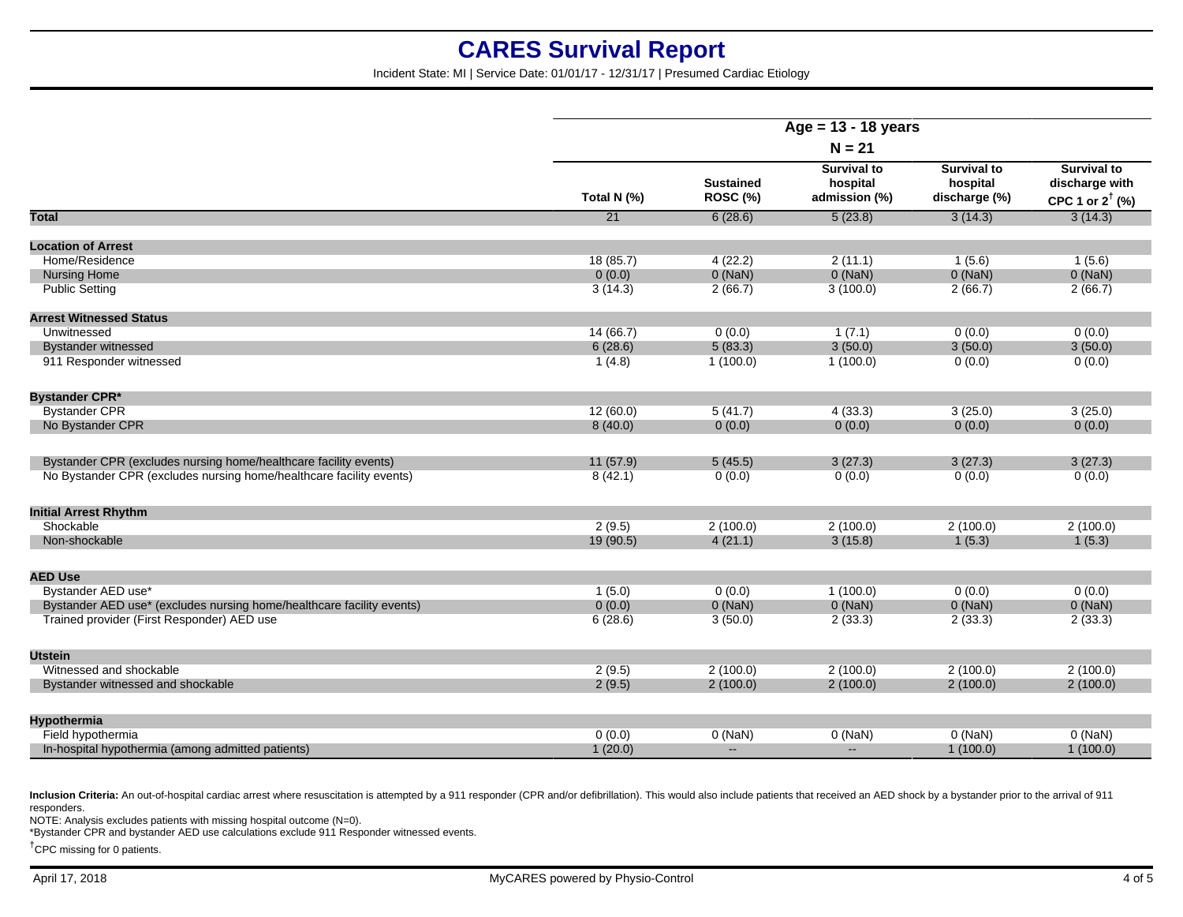# CARES Survival Report

Incident State: MI | Service Date: 01/01/17 - 12/31/17 | Presumed Cardiac Etiology

| | Age = 13 - 18 years | | | | |
|---|---|---|---|---|---|
| | N = 21 | | | | |
| | Total N (%) | Sustained ROSC (%) | Survival to hospital admission (%) | Survival to hospital discharge (%) | Survival to discharge with CPC 1 or 2[†] (%) |
| **Total** | 21 | 6 (28.6) | 5 (23.8) | 3 (14.3) | 3 (14.3) |
| **Location of Arrest** | | | | | |
| Home/Residence | 18 (85.7) | 4 (22.2) | 2 (11.1) | 1 (5.6) | 1 (5.6) |
| Nursing Home | 0 (0.0) | 0 (NaN) | 0 (NaN) | 0 (NaN) | 0 (NaN) |
| Public Setting | 3 (14.3) | 2 (66.7) | 3 (100.0) | 2 (66.7) | 2 (66.7) |
| **Arrest Witnessed Status** | | | | | |
| Unwitnessed | 14 (66.7) | 0 (0.0) | 1 (7.1) | 0 (0.0) | 0 (0.0) |
| Bystander witnessed | 6 (28.6) | 5 (83.3) | 3 (50.0) | 3 (50.0) | 3 (50.0) |
| 911 Responder witnessed | 1 (4.8) | 1 (100.0) | 1 (100.0) | 0 (0.0) | 0 (0.0) |
| **Bystander CPR*** | | | | | |
| Bystander CPR | 12 (60.0) | 5 (41.7) | 4 (33.3) | 3 (25.0) | 3 (25.0) |
| No Bystander CPR | 8 (40.0) | 0 (0.0) | 0 (0.0) | 0 (0.0) | 0 (0.0) |
| Bystander CPR (excludes nursing home/healthcare facility events) | 11 (57.9) | 5 (45.5) | 3 (27.3) | 3 (27.3) | 3 (27.3) |
| No Bystander CPR (excludes nursing home/healthcare facility events) | 8 (42.1) | 0 (0.0) | 0 (0.0) | 0 (0.0) | 0 (0.0) |
| **Initial Arrest Rhythm** | | | | | |
| Shockable | 2 (9.5) | 2 (100.0) | 2 (100.0) | 2 (100.0) | 2 (100.0) |
| Non-shockable | 19 (90.5) | 4 (21.1) | 3 (15.8) | 1 (5.3) | 1 (5.3) |
| **AED Use** | | | | | |
| Bystander AED use* | 1 (5.0) | 0 (0.0) | 1 (100.0) | 0 (0.0) | 0 (0.0) |
| Bystander AED use* (excludes nursing home/healthcare facility events) | 0 (0.0) | 0 (NaN) | 0 (NaN) | 0 (NaN) | 0 (NaN) |
| Trained provider (First Responder) AED use | 6 (28.6) | 3 (50.0) | 2 (33.3) | 2 (33.3) | 2 (33.3) |
| **Utstein** | | | | | |
| Witnessed and shockable | 2 (9.5) | 2 (100.0) | 2 (100.0) | 2 (100.0) | 2 (100.0) |
| Bystander witnessed and shockable | 2 (9.5) | 2 (100.0) | 2 (100.0) | 2 (100.0) | 2 (100.0) |
| **Hypothermia** | | | | | |
| Field hypothermia | 0 (0.0) | 0 (NaN) | 0 (NaN) | 0 (NaN) | 0 (NaN) |
| In-hospital hypothermia (among admitted patients) | 1 (20.0) | -- | -- | 1 (100.0) | 1 (100.0) |

**Inclusion Criteria:** An out-of-hospital cardiac arrest where resuscitation is attempted by a 911 responder (CPR and/or defibrillation). This would also include patients that received an AED shock by a bystander prior to the arrival of 911 responders.

NOTE: Analysis excludes patients with missing hospital outcome (N=0).

*Bystander CPR and bystander AED use calculations exclude 911 Responder witnessed events.

[†]CPC missing for 0 patients.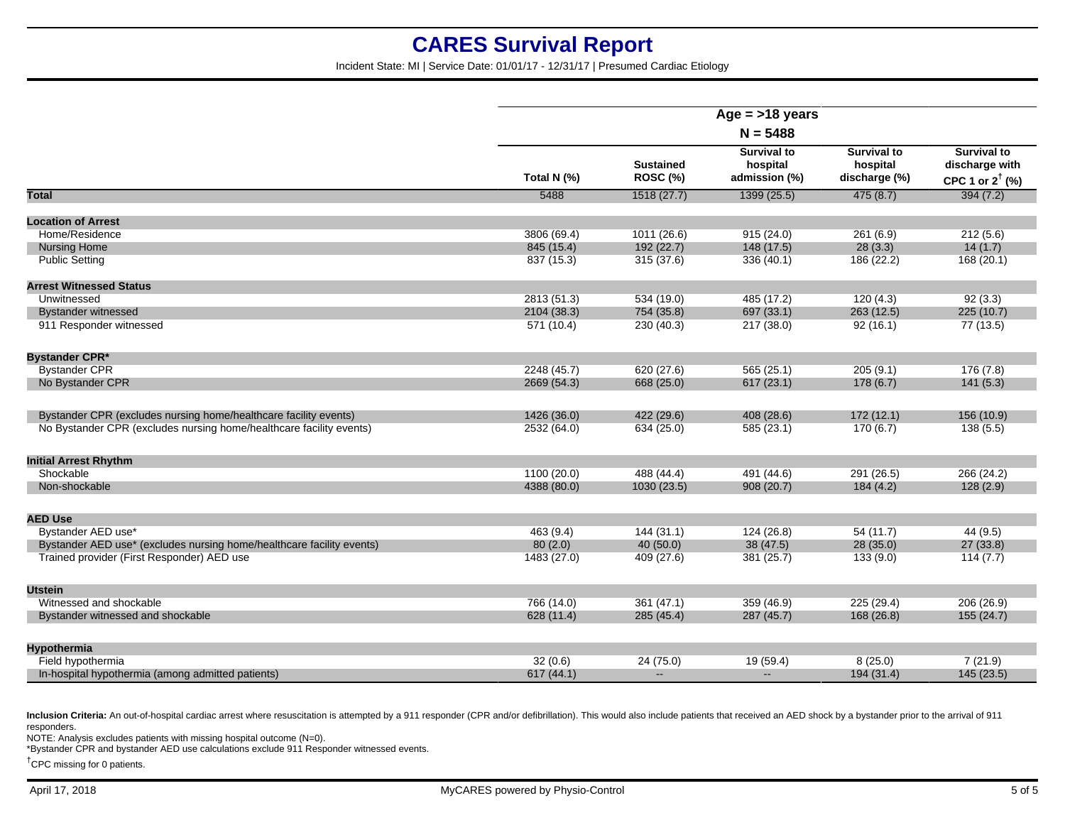# CARES Survival Report

Incident State: MI | Service Date: 01/01/17 - 12/31/17 | Presumed Cardiac Etiology

| | Age = >18 years N = 5488 | | | | |
|---|---|---|---|---|---|
| | Total N (%) | Sustained ROSC (%) | Survival to hospital admission (%) | Survival to hospital discharge (%) | Survival to discharge with CPC 1 or 2[†] (%) |
| **Total** | 5488 | 1518 (27.7) | 1399 (25.5) | 475 (8.7) | 394 (7.2) |
| **Location of Arrest** | | | | | |
| Home/Residence | 3806 (69.4) | 1011 (26.6) | 915 (24.0) | 261 (6.9) | 212 (5.6) |
| Nursing Home | 845 (15.4) | 192 (22.7) | 148 (17.5) | 28 (3.3) | 14 (1.7) |
| Public Setting | 837 (15.3) | 315 (37.6) | 336 (40.1) | 186 (22.2) | 168 (20.1) |
| **Arrest Witnessed Status** | | | | | |
| Unwitnessed | 2813 (51.3) | 534 (19.0) | 485 (17.2) | 120 (4.3) | 92 (3.3) |
| Bystander witnessed | 2104 (38.3) | 754 (35.8) | 697 (33.1) | 263 (12.5) | 225 (10.7) |
| 911 Responder witnessed | 571 (10.4) | 230 (40.3) | 217 (38.0) | 92 (16.1) | 77 (13.5) |
| **Bystander CPR*** | | | | | |
| Bystander CPR | 2248 (45.7) | 620 (27.6) | 565 (25.1) | 205 (9.1) | 176 (7.8) |
| No Bystander CPR | 2669 (54.3) | 668 (25.0) | 617 (23.1) | 178 (6.7) | 141 (5.3) |
| Bystander CPR (excludes nursing home/healthcare facility events) | 1426 (36.0) | 422 (29.6) | 408 (28.6) | 172 (12.1) | 156 (10.9) |
| No Bystander CPR (excludes nursing home/healthcare facility events) | 2532 (64.0) | 634 (25.0) | 585 (23.1) | 170 (6.7) | 138 (5.5) |
| **Initial Arrest Rhythm** | | | | | |
| Shockable | 1100 (20.0) | 488 (44.4) | 491 (44.6) | 291 (26.5) | 266 (24.2) |
| Non-shockable | 4388 (80.0) | 1030 (23.5) | 908 (20.7) | 184 (4.2) | 128 (2.9) |
| **AED Use** | | | | | |
| Bystander AED use* | 463 (9.4) | 144 (31.1) | 124 (26.8) | 54 (11.7) | 44 (9.5) |
| Bystander AED use* (excludes nursing home/healthcare facility events) | 80 (2.0) | 40 (50.0) | 38 (47.5) | 28 (35.0) | 27 (33.8) |
| Trained provider (First Responder) AED use | 1483 (27.0) | 409 (27.6) | 381 (25.7) | 133 (9.0) | 114 (7.7) |
| **Utstein** | | | | | |
| Witnessed and shockable | 766 (14.0) | 361 (47.1) | 359 (46.9) | 225 (29.4) | 206 (26.9) |
| Bystander witnessed and shockable | 628 (11.4) | 285 (45.4) | 287 (45.7) | 168 (26.8) | 155 (24.7) |
| **Hypothermia** | | | | | |
| Field hypothermia | 32 (0.6) | 24 (75.0) | 19 (59.4) | 8 (25.0) | 7 (21.9) |
| In-hospital hypothermia (among admitted patients) | 617 (44.1) | -- | -- | 194 (31.4) | 145 (23.5) |

**Inclusion Criteria:** An out-of-hospital cardiac arrest where resuscitation is attempted by a 911 responder (CPR and/or defibrillation). This would also include patients that received an AED shock by a bystander prior to the arrival of 911 responders.

NOTE: Analysis excludes patients with missing hospital outcome (N=0).

*Bystander CPR and bystander AED use calculations exclude 911 Responder witnessed events.

[†]CPC missing for 0 patients.

April 17, 2018 MyCARES powered by Physio-Control